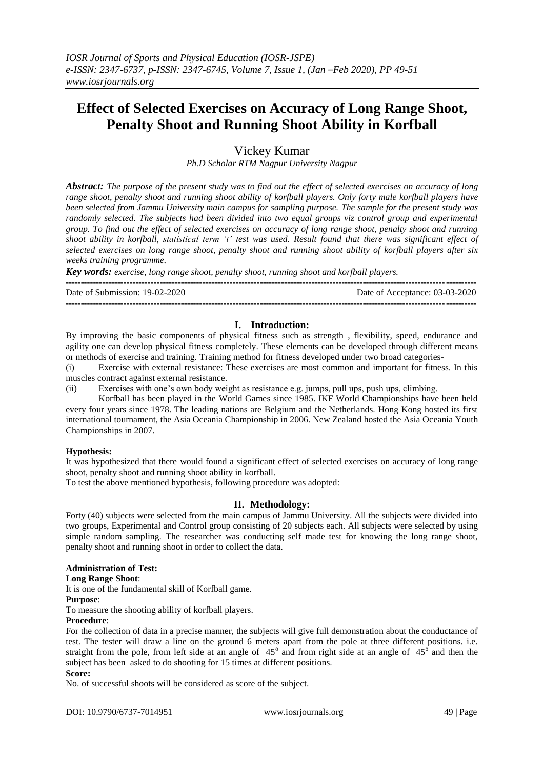# Effect of Selected Exercises on Accuracy of Long Range Shoot, Penalty Shoot and Running Shoot Ability in Korfball

Vickey Kumar

*Ph.D Scholar RTM Nagpur University Nagpur*

***Abstract:*** *The purpose of the present study was to find out the effect of selected exercises on accuracy of long range shoot, penalty shoot and running shoot ability of korfball players. Only forty male korfball players have been selected from Jammu University main campus for sampling purpose. The sample for the present study was randomly selected. The subjects had been divided into two equal groups viz control group and experimental group. To find out the effect of selected exercises on accuracy of long range shoot, penalty shoot and running shoot ability in korfball, statistical term 't' test was used. Result found that there was significant effect of selected exercises on long range shoot, penalty shoot and running shoot ability of korfball players after six weeks training programme.*

***Key words:*** *exercise, long range shoot, penalty shoot, running shoot and korfball players.*

---

Date of Submission: 19-02-2020 Date of Acceptance: 03-03-2020

---

## I. Introduction:

By improving the basic components of physical fitness such as strength , flexibility, speed, endurance and agility one can develop physical fitness completely. These elements can be developed through different means or methods of exercise and training. Training method for fitness developed under two broad categories-

(i) Exercise with external resistance: These exercises are most common and important for fitness. In this muscles contract against external resistance.

(ii) Exercises with one's own body weight as resistance e.g. jumps, pull ups, push ups, climbing.

Korfball has been played in the World Games since 1985. IKF World Championships have been held every four years since 1978. The leading nations are Belgium and the Netherlands. Hong Kong hosted its first international tournament, the Asia Oceania Championship in 2006. New Zealand hosted the Asia Oceania Youth Championships in 2007.

**Hypothesis:**

It was hypothesized that there would found a significant effect of selected exercises on accuracy of long range shoot, penalty shoot and running shoot ability in korfball.

To test the above mentioned hypothesis, following procedure was adopted:

## II. Methodology:

Forty (40) subjects were selected from the main campus of Jammu University. All the subjects were divided into two groups, Experimental and Control group consisting of 20 subjects each. All subjects were selected by using simple random sampling. The researcher was conducting self made test for knowing the long range shoot, penalty shoot and running shoot in order to collect the data.

**Administration of Test:**

**Long Range Shoot**:

It is one of the fundamental skill of Korfball game.

**Purpose**:

To measure the shooting ability of korfball players.

**Procedure**:

For the collection of data in a precise manner, the subjects will give full demonstration about the conductance of test. The tester will draw a line on the ground 6 meters apart from the pole at three different positions. i.e. straight from the pole, from left side at an angle of $45^{o}$ and from right side at an angle of $45^{o}$ and then the subject has been asked to do shooting for 15 times at different positions.

**Score:**

No. of successful shoots will be considered as score of the subject.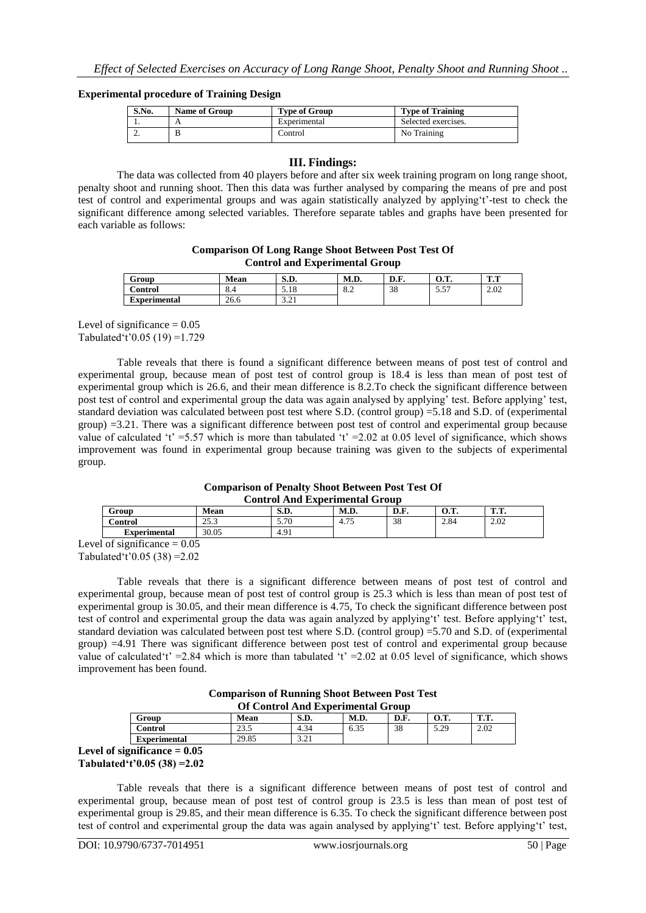**Experimental procedure of Training Design**

| S.No. | Name of Group | Type of Group | Type of Training |
|---|---|---|---|
| 1. | A | Experimental | Selected exercises. |
| 2. | B | Control | No Training |

## III. Findings:

The data was collected from 40 players before and after six week training program on long range shoot, penalty shoot and running shoot. Then this data was further analysed by comparing the means of pre and post test of control and experimental groups and was again statistically analyzed by applying't'-test to check the significant difference among selected variables. Therefore separate tables and graphs have been presented for each variable as follows:

**Comparison Of Long Range Shoot Between Post Test Of Control and Experimental Group**

| Group | Mean | S.D. | M.D. | D.F. | O.T. | T.T |
|---|---|---|---|---|---|---|
| Control | 8.4 | 5.18 | 8.2 | 38 | 5.57 | 2.02 |
| Experimental | 26.6 | 3.21 | | | | |

Level of significance = 0.05
Tabulated't'0.05 (19) =1.729

Table reveals that there is found a significant difference between means of post test of control and experimental group, because mean of post test of control group is 18.4 is less than mean of post test of experimental group which is 26.6, and their mean difference is 8.2.To check the significant difference between post test of control and experimental group the data was again analysed by applying' test. Before applying' test, standard deviation was calculated between post test where S.D. (control group) =5.18 and S.D. of (experimental group) =3.21. There was a significant difference between post test of control and experimental group because value of calculated 't' =5.57 which is more than tabulated 't' =2.02 at 0.05 level of significance, which shows improvement was found in experimental group because training was given to the subjects of experimental group.

**Comparison of Penalty Shoot Between Post Test Of Control And Experimental Group**

| Group | Mean | S.D. | M.D. | D.F. | O.T. | T.T. |
|---|---|---|---|---|---|---|
| Control | 25.3 | 5.70 | 4.75 | 38 | 2.84 | 2.02 |
| Experimental | 30.05 | 4.91 | | | | |

Level of significance = 0.05
Tabulated't'0.05 (38) =2.02

Table reveals that there is a significant difference between means of post test of control and experimental group, because mean of post test of control group is 25.3 which is less than mean of post test of experimental group is 30.05, and their mean difference is 4.75, To check the significant difference between post test of control and experimental group the data was again analyzed by applying't' test. Before applying't' test, standard deviation was calculated between post test where S.D. (control group) =5.70 and S.D. of (experimental group) =4.91 There was significant difference between post test of control and experimental group because value of calculated't' =2.84 which is more than tabulated 't' =2.02 at 0.05 level of significance, which shows improvement has been found.

**Comparison of Running Shoot Between Post Test Of Control And Experimental Group**

| Group | Mean | S.D. | M.D. | D.F. | O.T. | T.T. |
|---|---|---|---|---|---|---|
| Control | 23.5 | 4.34 | 6.35 | 38 | 5.29 | 2.02 |
| Experimental | 29.85 | 3.21 | | | | |

**Level of significance = 0.05**
**Tabulated't'0.05 (38) =2.02**

Table reveals that there is a significant difference between means of post test of control and experimental group, because mean of post test of control group is 23.5 is less than mean of post test of experimental group is 29.85, and their mean difference is 6.35. To check the significant difference between post test of control and experimental group the data was again analysed by applying't' test. Before applying't' test,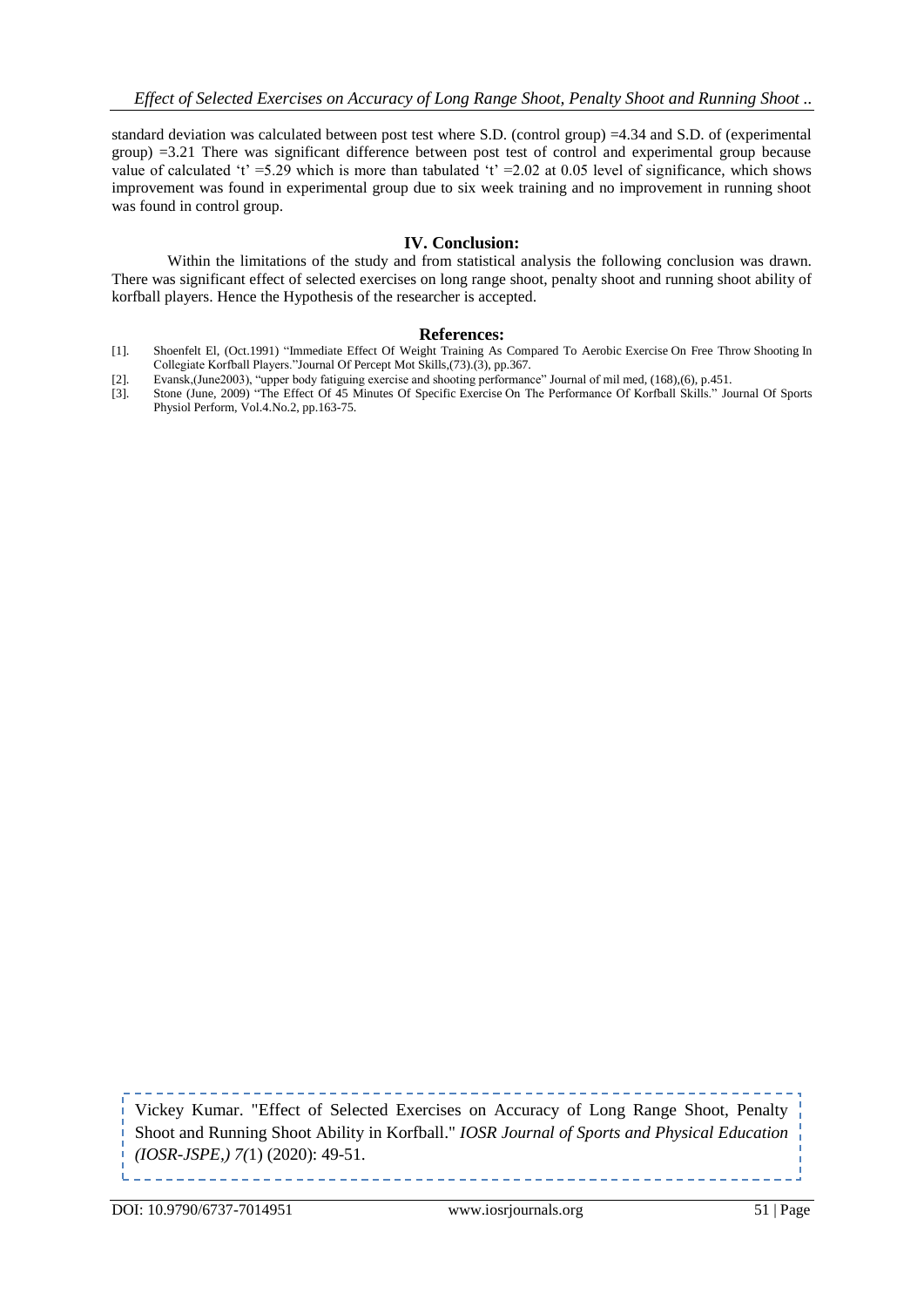standard deviation was calculated between post test where S.D. (control group) =4.34 and S.D. of (experimental group) =3.21 There was significant difference between post test of control and experimental group because value of calculated 't' =5.29 which is more than tabulated 't' =2.02 at 0.05 level of significance, which shows improvement was found in experimental group due to six week training and no improvement in running shoot was found in control group.

## IV. Conclusion:

Within the limitations of the study and from statistical analysis the following conclusion was drawn. There was significant effect of selected exercises on long range shoot, penalty shoot and running shoot ability of korfball players. Hence the Hypothesis of the researcher is accepted.

## References:

[1]. Shoenfelt El, (Oct.1991) "Immediate Effect Of Weight Training As Compared To Aerobic Exercise On Free Throw Shooting In Collegiate Korfball Players."Journal Of Percept Mot Skills,(73).(3), pp.367.

[2]. Evansk,(June2003), "upper body fatiguing exercise and shooting performance" Journal of mil med, (168),(6), p.451.

[3]. Stone (June, 2009) "The Effect Of 45 Minutes Of Specific Exercise On The Performance Of Korfball Skills." Journal Of Sports Physiol Perform, Vol.4.No.2, pp.163-75.

Vickey Kumar. "Effect of Selected Exercises on Accuracy of Long Range Shoot, Penalty Shoot and Running Shoot Ability in Korfball." *IOSR Journal of Sports and Physical Education (IOSR-JSPE,) 7(*1) (2020): 49-51.